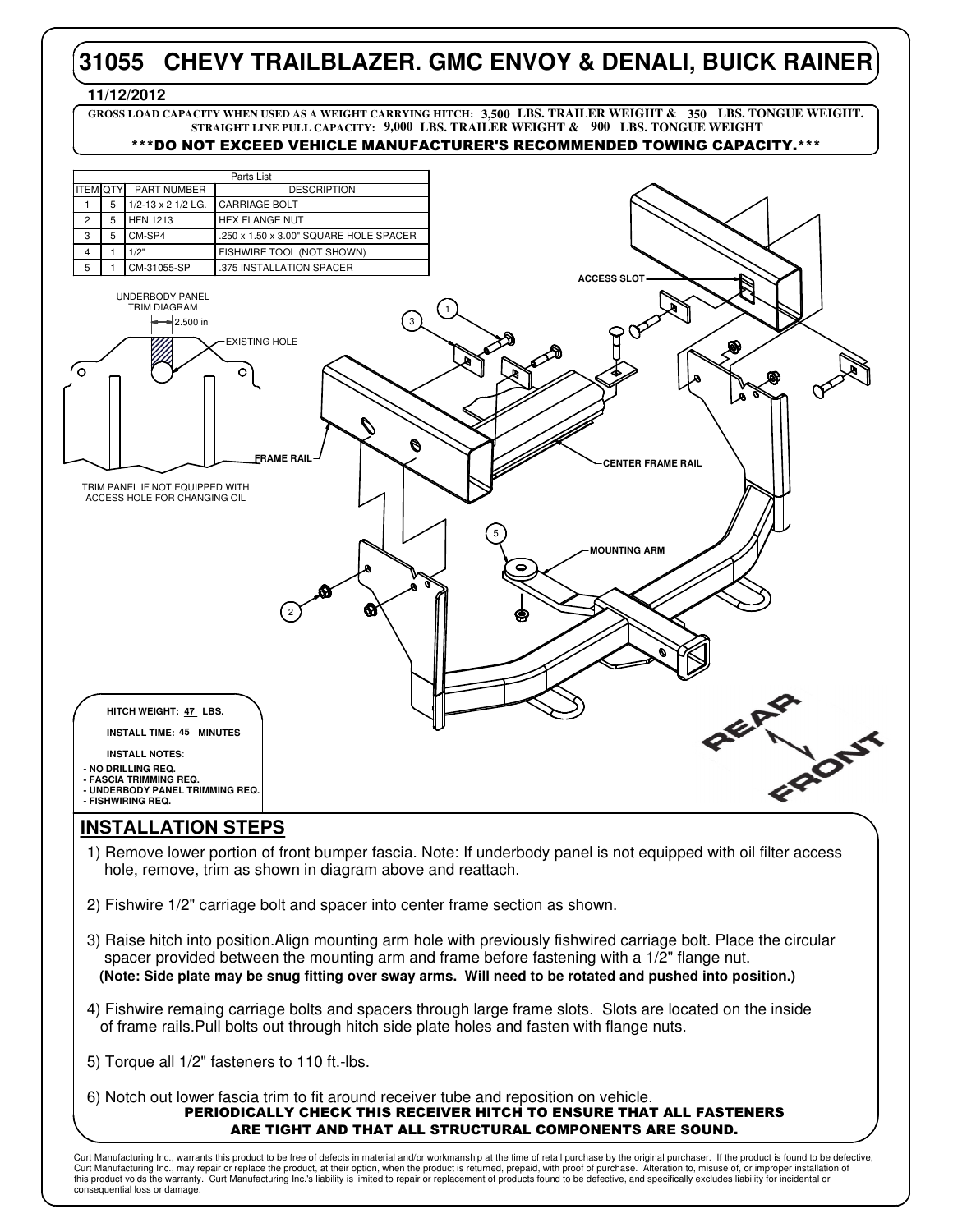# 31055 CHEVY TRAILBLAZER. GMC ENVOY & DENALI, BUICK RAINER

**11/12/2012**

**GROSS LOAD CAPACITY WHEN USED AS A WEIGHT CARRYING HITCH: 3,500 LBS. TRAILER WEIGHT & 350 LBS. TONGUE WEIGHT.**
**STRAIGHT LINE PULL CAPACITY: 9,000 LBS. TRAILER WEIGHT & 900 LBS. TONGUE WEIGHT**

**\*\*\*DO NOT EXCEED VEHICLE MANUFACTURER'S RECOMMENDED TOWING CAPACITY.\*\*\***

Parts List

| ITEM | QTY | PART NUMBER | DESCRIPTION |
|---|---|---|---|
| 1 | 5 | 1/2-13 x 2 1/2 LG. | CARRIAGE BOLT |
| 2 | 5 | HFN 1213 | HEX FLANGE NUT |
| 3 | 5 | CM-SP4 | .250 x 1.50 x 3.00" SQUARE HOLE SPACER |
| 4 | 1 | 1/2" | FISHWIRE TOOL (NOT SHOWN) |
| 5 | 1 | CM-31055-SP | .375 INSTALLATION SPACER |

UNDERBODY PANEL TRIM DIAGRAM

2.500 in

EXISTING HOLE

TRIM PANEL IF NOT EQUIPPED WITH ACCESS HOLE FOR CHANGING OIL

ACCESS SLOT

FRAME RAIL

CENTER FRAME RAIL

MOUNTING ARM

REAR

FRONT

**HITCH WEIGHT: 47 LBS.**

**INSTALL TIME: 45 MINUTES**

**INSTALL NOTES:**

- NO DRILLING REQ.
- FASCIA TRIMMING REQ.
- UNDERBODY PANEL TRIMMING REQ.
- FISHWIRING REQ.

## INSTALLATION STEPS

1) Remove lower portion of front bumper fascia. Note: If underbody panel is not equipped with oil filter access hole, remove, trim as shown in diagram above and reattach.

2) Fishwire 1/2" carriage bolt and spacer into center frame section as shown.

3) Raise hitch into position.Align mounting arm hole with previously fishwired carriage bolt. Place the circular spacer provided between the mounting arm and frame before fastening with a 1/2" flange nut.
**(Note: Side plate may be snug fitting over sway arms. Will need to be rotated and pushed into position.)**

4) Fishwire remaing carriage bolts and spacers through large frame slots. Slots are located on the inside of frame rails.Pull bolts out through hitch side plate holes and fasten with flange nuts.

5) Torque all 1/2" fasteners to 110 ft.-lbs.

6) Notch out lower fascia trim to fit around receiver tube and reposition on vehicle.

**PERIODICALLY CHECK THIS RECEIVER HITCH TO ENSURE THAT ALL FASTENERS ARE TIGHT AND THAT ALL STRUCTURAL COMPONENTS ARE SOUND.**

Curt Manufacturing Inc., warrants this product to be free of defects in material and/or workmanship at the time of retail purchase by the original purchaser. If the product is found to be defective, Curt Manufacturing Inc., may repair or replace the product, at their option, when the product is returned, prepaid, with proof of purchase. Alteration to, misuse of, or improper installation of this product voids the warranty. Curt Manufacturing Inc.'s liability is limited to repair or replacement of products found to be defective, and specifically excludes liability for incidental or consequential loss or damage.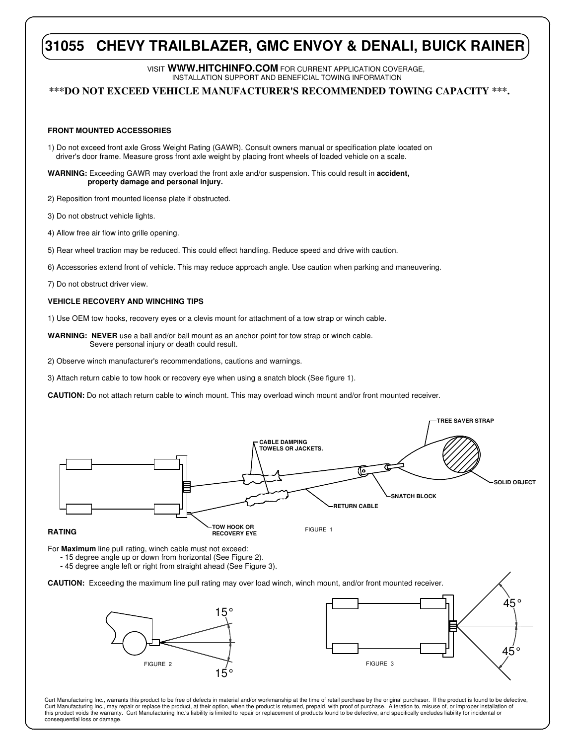# 31055 CHEVY TRAILBLAZER, GMC ENVOY & DENALI, BUICK RAINER

VISIT **WWW.HITCHINFO.COM** FOR CURRENT APPLICATION COVERAGE, INSTALLATION SUPPORT AND BENEFICIAL TOWING INFORMATION

**\*\*\*DO NOT EXCEED VEHICLE MANUFACTURER'S RECOMMENDED TOWING CAPACITY \*\*\*.**

### FRONT MOUNTED ACCESSORIES

1) Do not exceed front axle Gross Weight Rating (GAWR). Consult owners manual or specification plate located on driver's door frame. Measure gross front axle weight by placing front wheels of loaded vehicle on a scale.

**WARNING:** Exceeding GAWR may overload the front axle and/or suspension. This could result in **accident, property damage and personal injury.**

2) Reposition front mounted license plate if obstructed.

3) Do not obstruct vehicle lights.

4) Allow free air flow into grille opening.

5) Rear wheel traction may be reduced. This could effect handling. Reduce speed and drive with caution.

6) Accessories extend front of vehicle. This may reduce approach angle. Use caution when parking and maneuvering.

7) Do not obstruct driver view.

### VEHICLE RECOVERY AND WINCHING TIPS

1) Use OEM tow hooks, recovery eyes or a clevis mount for attachment of a tow strap or winch cable.

**WARNING: NEVER** use a ball and/or ball mount as an anchor point for tow strap or winch cable. Severe personal injury or death could result.

2) Observe winch manufacturer's recommendations, cautions and warnings.

3) Attach return cable to tow hook or recovery eye when using a snatch block (See figure 1).

**CAUTION:** Do not attach return cable to winch mount. This may overload winch mount and/or front mounted receiver.

TREE SAVER STRAP
CABLE DAMPING TOWELS OR JACKETS.
SOLID OBJECT
SNATCH BLOCK
RETURN CABLE
TOW HOOK OR RECOVERY EYE

FIGURE 1

### RATING

For **Maximum** line pull rating, winch cable must not exceed:

- 15 degree angle up or down from horizontal (See Figure 2).
- 45 degree angle left or right from straight ahead (See Figure 3).

**CAUTION:** Exceeding the maximum line pull rating may over load winch, winch mount, and/or front mounted receiver.

15°
15°

FIGURE 2

45°
45°

FIGURE 3

Curt Manufacturing Inc., warrants this product to be free of defects in material and/or workmanship at the time of retail purchase by the original purchaser. If the product is found to be defective, Curt Manufacturing Inc., may repair or replace the product, at their option, when the product is returned, prepaid, with proof of purchase. Alteration to, misuse of, or improper installation of this product voids the warranty. Curt Manufacturing Inc.'s liability is limited to repair or replacement of products found to be defective, and specifically excludes liability for incidental or consequential loss or damage.